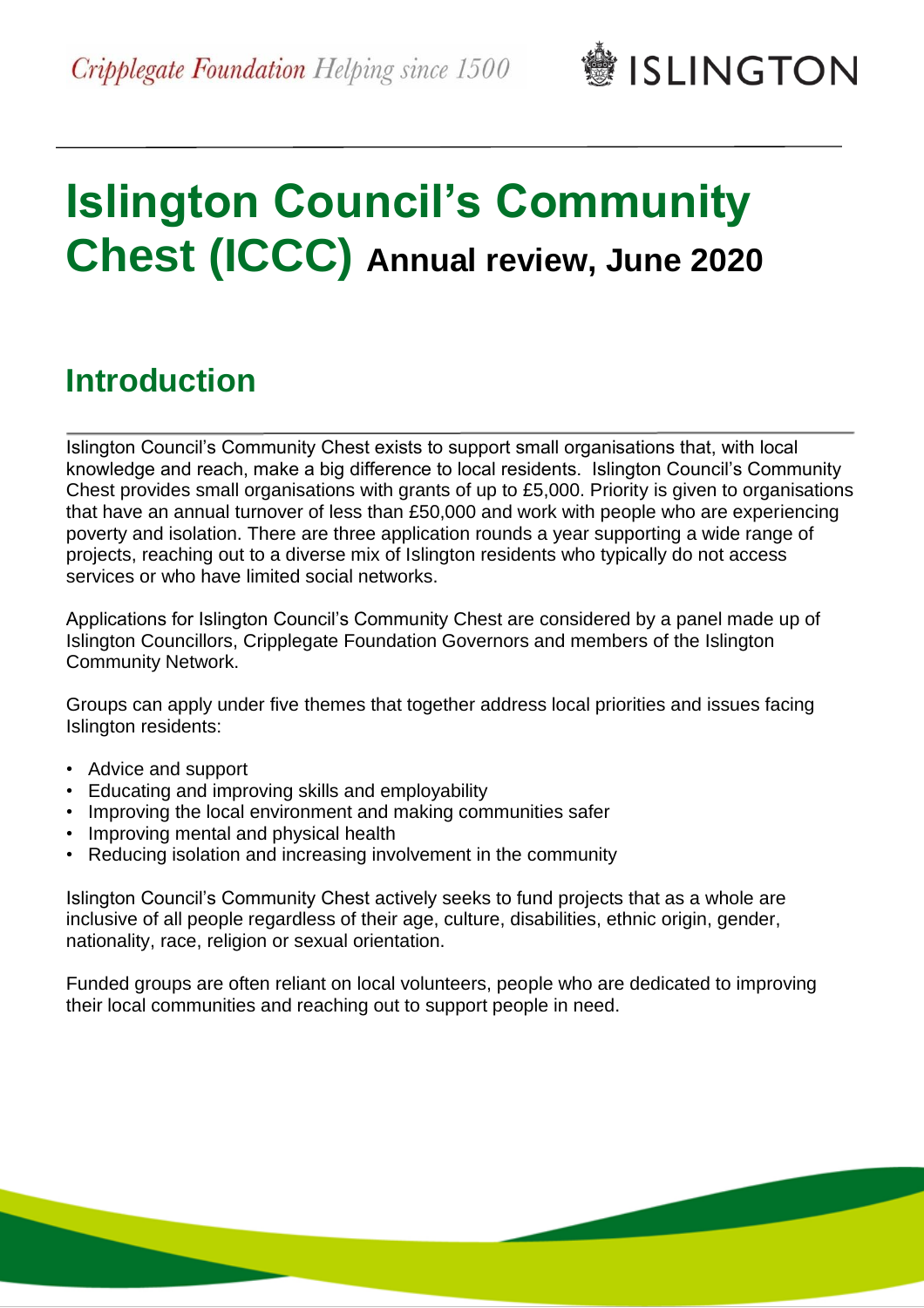Cripplegate Foundation *Helping since 1500*

ISLINGTON

# Islington Council's Community Chest (ICCC) Annual review, June 2020

## Introduction

Islington Council's Community Chest exists to support small organisations that, with local knowledge and reach, make a big difference to local residents. Islington Council's Community Chest provides small organisations with grants of up to £5,000. Priority is given to organisations that have an annual turnover of less than £50,000 and work with people who are experiencing poverty and isolation. There are three application rounds a year supporting a wide range of projects, reaching out to a diverse mix of Islington residents who typically do not access services or who have limited social networks.

Applications for Islington Council's Community Chest are considered by a panel made up of Islington Councillors, Cripplegate Foundation Governors and members of the Islington Community Network.

Groups can apply under five themes that together address local priorities and issues facing Islington residents:

- Advice and support
- Educating and improving skills and employability
- Improving the local environment and making communities safer
- Improving mental and physical health
- Reducing isolation and increasing involvement in the community

Islington Council's Community Chest actively seeks to fund projects that as a whole are inclusive of all people regardless of their age, culture, disabilities, ethnic origin, gender, nationality, race, religion or sexual orientation.

Funded groups are often reliant on local volunteers, people who are dedicated to improving their local communities and reaching out to support people in need.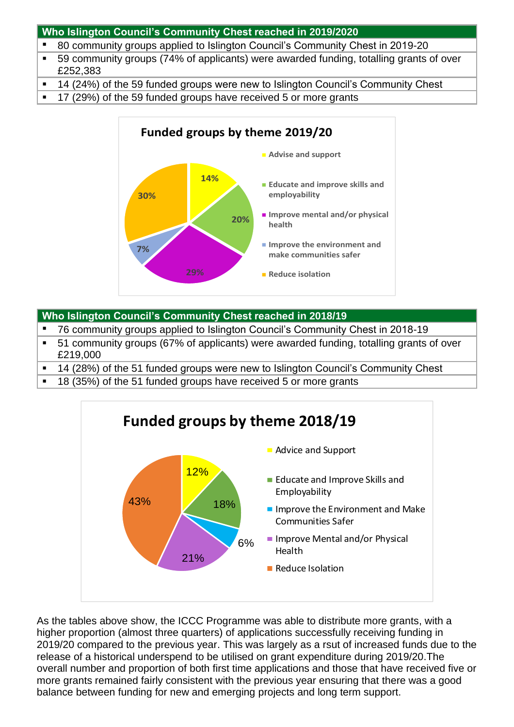| Who Islington Council's Community Chest reached in 2019/2020 |
| --- |
| ▪ 80 community groups applied to Islington Council's Community Chest in 2019-20 |
| ▪ 59 community groups (74% of applicants) were awarded funding, totalling grants of over £252,383 |
| ▪ 14 (24%) of the 59 funded groups were new to Islington Council's Community Chest |
| ▪ 17 (29%) of the 59 funded groups have received 5 or more grants |

**Funded groups by theme 2019/20**

| Theme | Percentage |
| --- | --- |
| Advise and support | 14% |
| Educate and improve skills and employability | 20% |
| Improve mental and/or physical health | 29% |
| Improve the environment and make communities safer | 7% |
| Reduce isolation | 30% |

| Who Islington Council's Community Chest reached in 2018/19 |
| --- |
| ▪ 76 community groups applied to Islington Council's Community Chest in 2018-19 |
| ▪ 51 community groups (67% of applicants) were awarded funding, totalling grants of over £219,000 |
| ▪ 14 (28%) of the 51 funded groups were new to Islington Council's Community Chest |
| ▪ 18 (35%) of the 51 funded groups have received 5 or more grants |

**Funded groups by theme 2018/19**

| Theme | Percentage |
| --- | --- |
| Advice and Support | 12% |
| Educate and Improve Skills and Employability | 18% |
| Improve the Environment and Make Communities Safer | 6% |
| Improve Mental and/or Physical Health | 21% |
| Reduce Isolation | 43% |

As the tables above show, the ICCC Programme was able to distribute more grants, with a higher proportion (almost three quarters) of applications successfully receiving funding in 2019/20 compared to the previous year. This was largely as a rsut of increased funds due to the release of a historical underspend to be utilised on grant expenditure during 2019/20.The overall number and proportion of both first time applications and those that have received five or more grants remained fairly consistent with the previous year ensuring that there was a good balance between funding for new and emerging projects and long term support.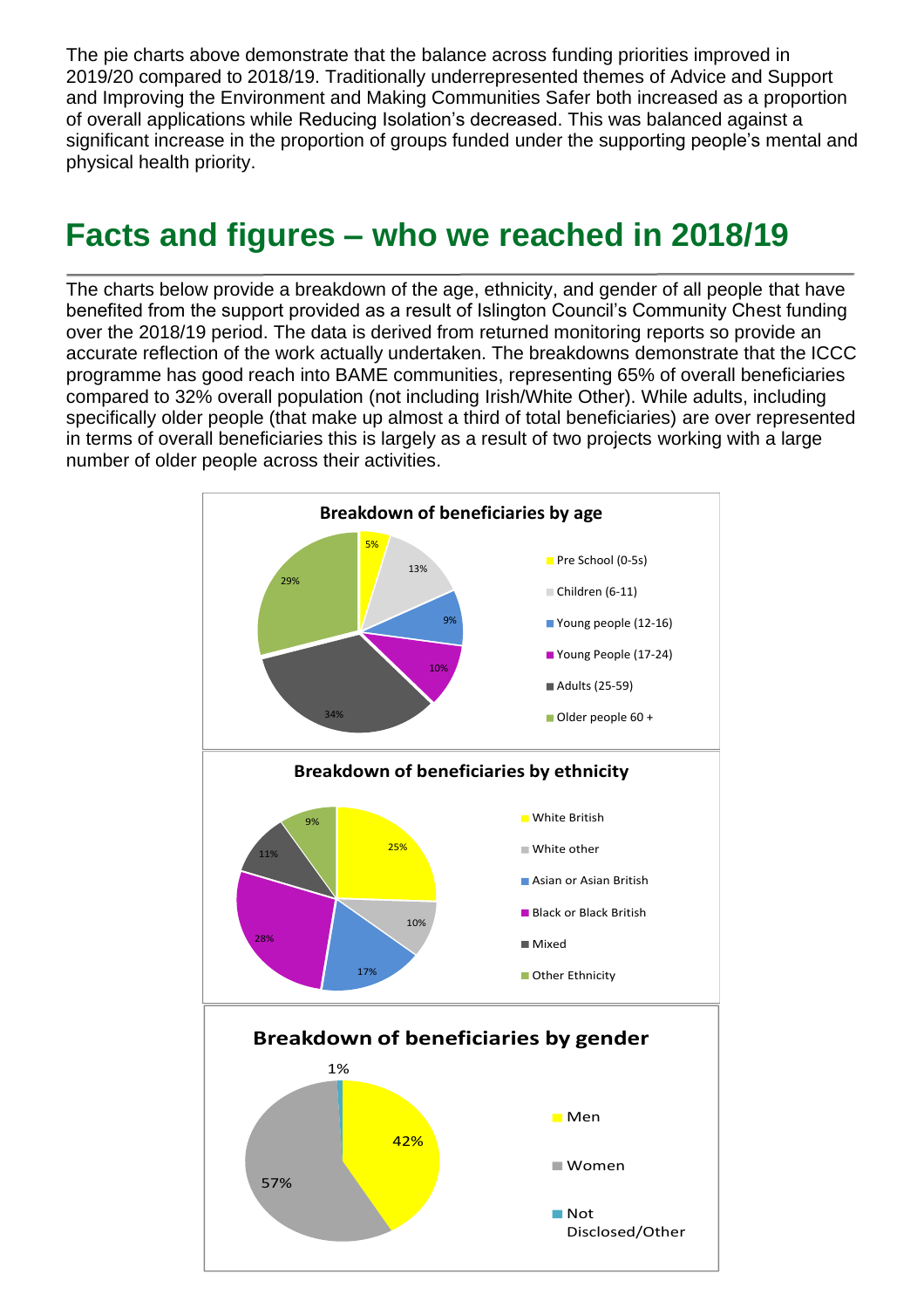The pie charts above demonstrate that the balance across funding priorities improved in 2019/20 compared to 2018/19. Traditionally underrepresented themes of Advice and Support and Improving the Environment and Making Communities Safer both increased as a proportion of overall applications while Reducing Isolation's decreased. This was balanced against a significant increase in the proportion of groups funded under the supporting people's mental and physical health priority.

## Facts and figures – who we reached in 2018/19

The charts below provide a breakdown of the age, ethnicity, and gender of all people that have benefited from the support provided as a result of Islington Council's Community Chest funding over the 2018/19 period. The data is derived from returned monitoring reports so provide an accurate reflection of the work actually undertaken. The breakdowns demonstrate that the ICCC programme has good reach into BAME communities, representing 65% of overall beneficiaries compared to 32% overall population (not including Irish/White Other). While adults, including specifically older people (that make up almost a third of total beneficiaries) are over represented in terms of overall beneficiaries this is largely as a result of two projects working with a large number of older people across their activities.

**Breakdown of beneficiaries by age**

| Age group | % |
|---|---|
| Pre School (0-5s) | 5% |
| Children (6-11) | 13% |
| Young people (12-16) | 9% |
| Young People (17-24) | 10% |
| Adults (25-59) | 34% |
| Older people 60 + | 29% |

**Breakdown of beneficiaries by ethnicity**

| Ethnicity | % |
|---|---|
| White British | 25% |
| White other | 10% |
| Asian or Asian British | 17% |
| Black or Black British | 28% |
| Mixed | 11% |
| Other Ethnicity | 9% |

**Breakdown of beneficiaries by gender**

| Gender | % |
|---|---|
| Men | 42% |
| Women | 57% |
| Not Disclosed/Other | 1% |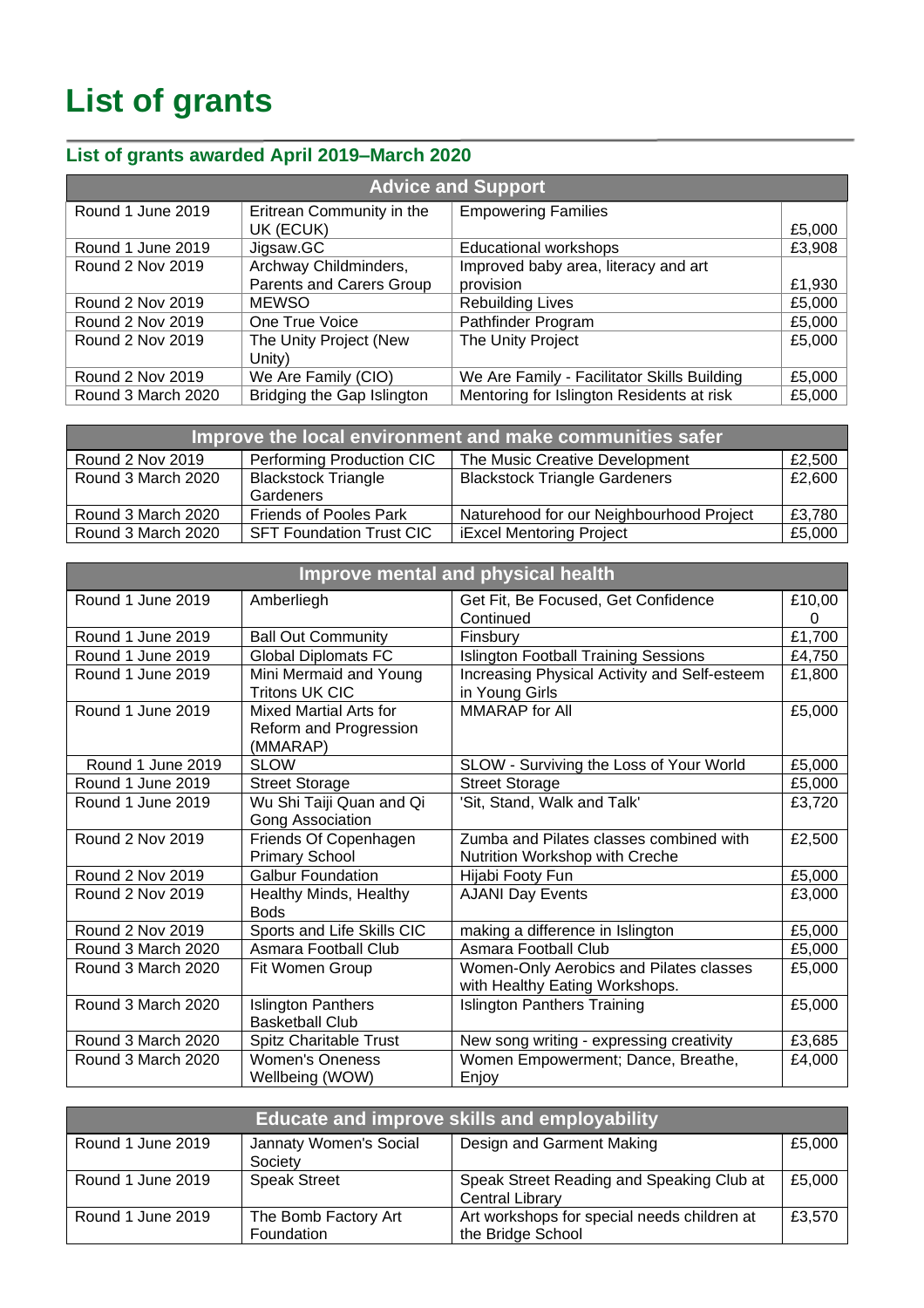# List of grants

## List of grants awarded April 2019–March 2020

| Advice and Support | | | |
|---|---|---|---|
| Round 1 June 2019 | Eritrean Community in the UK (ECUK) | Empowering Families | £5,000 |
| Round 1 June 2019 | Jigsaw.GC | Educational workshops | £3,908 |
| Round 2 Nov 2019 | Archway Childminders, Parents and Carers Group | Improved baby area, literacy and art provision | £1,930 |
| Round 2 Nov 2019 | MEWSO | Rebuilding Lives | £5,000 |
| Round 2 Nov 2019 | One True Voice | Pathfinder Program | £5,000 |
| Round 2 Nov 2019 | The Unity Project (New Unity) | The Unity Project | £5,000 |
| Round 2 Nov 2019 | We Are Family (CIO) | We Are Family - Facilitator Skills Building | £5,000 |
| Round 3 March 2020 | Bridging the Gap Islington | Mentoring for Islington Residents at risk | £5,000 |

| Improve the local environment and make communities safer | | | |
|---|---|---|---|
| Round 2 Nov 2019 | Performing Production CIC | The Music Creative Development | £2,500 |
| Round 3 March 2020 | Blackstock Triangle Gardeners | Blackstock Triangle Gardeners | £2,600 |
| Round 3 March 2020 | Friends of Pooles Park | Naturehood for our Neighbourhood Project | £3,780 |
| Round 3 March 2020 | SFT Foundation Trust CIC | iExcel Mentoring Project | £5,000 |

| Improve mental and physical health | | | |
|---|---|---|---|
| Round 1 June 2019 | Amberliegh | Get Fit, Be Focused, Get Confidence Continued | £10,000 |
| Round 1 June 2019 | Ball Out Community | Finsbury | £1,700 |
| Round 1 June 2019 | Global Diplomats FC | Islington Football Training Sessions | £4,750 |
| Round 1 June 2019 | Mini Mermaid and Young Tritons UK CIC | Increasing Physical Activity and Self-esteem in Young Girls | £1,800 |
| Round 1 June 2019 | Mixed Martial Arts for Reform and Progression (MMARAP) | MMARAP for All | £5,000 |
| Round 1 June 2019 | SLOW | SLOW - Surviving the Loss of Your World | £5,000 |
| Round 1 June 2019 | Street Storage | Street Storage | £5,000 |
| Round 1 June 2019 | Wu Shi Taiji Quan and Qi Gong Association | 'Sit, Stand, Walk and Talk' | £3,720 |
| Round 2 Nov 2019 | Friends Of Copenhagen Primary School | Zumba and Pilates classes combined with Nutrition Workshop with Creche | £2,500 |
| Round 2 Nov 2019 | Galbur Foundation | Hijabi Footy Fun | £5,000 |
| Round 2 Nov 2019 | Healthy Minds, Healthy Bods | AJANI Day Events | £3,000 |
| Round 2 Nov 2019 | Sports and Life Skills CIC | making a difference in Islington | £5,000 |
| Round 3 March 2020 | Asmara Football Club | Asmara Football Club | £5,000 |
| Round 3 March 2020 | Fit Women Group | Women-Only Aerobics and Pilates classes with Healthy Eating Workshops. | £5,000 |
| Round 3 March 2020 | Islington Panthers Basketball Club | Islington Panthers Training | £5,000 |
| Round 3 March 2020 | Spitz Charitable Trust | New song writing - expressing creativity | £3,685 |
| Round 3 March 2020 | Women's Oneness Wellbeing (WOW) | Women Empowerment; Dance, Breathe, Enjoy | £4,000 |

| Educate and improve skills and employability | | | |
|---|---|---|---|
| Round 1 June 2019 | Jannaty Women's Social Society | Design and Garment Making | £5,000 |
| Round 1 June 2019 | Speak Street | Speak Street Reading and Speaking Club at Central Library | £5,000 |
| Round 1 June 2019 | The Bomb Factory Art Foundation | Art workshops for special needs children at the Bridge School | £3,570 |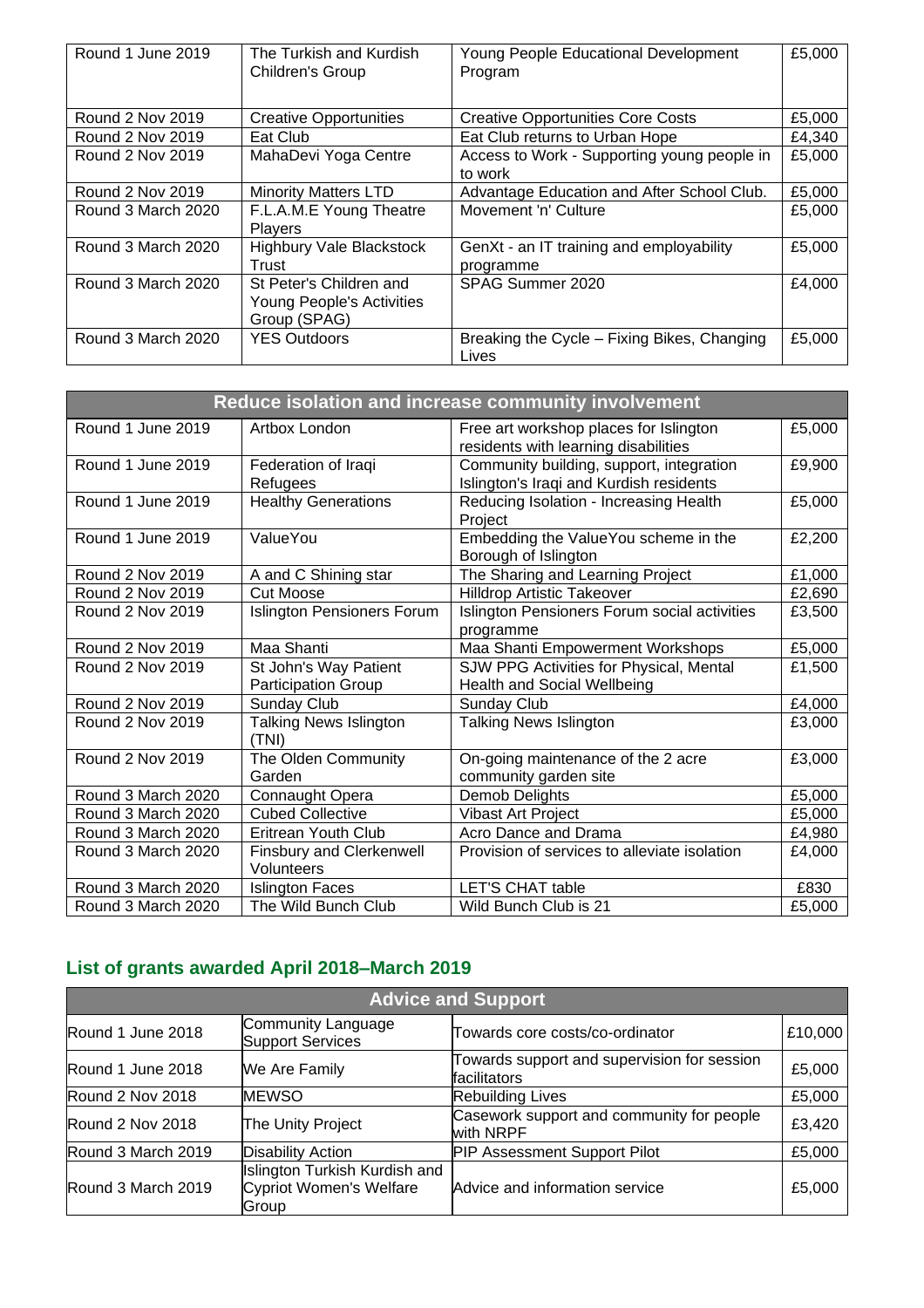| | | | |
|---|---|---|---|
| Round 1 June 2019 | The Turkish and Kurdish Children's Group | Young People Educational Development Program | £5,000 |
| Round 2 Nov 2019 | Creative Opportunities | Creative Opportunities Core Costs | £5,000 |
| Round 2 Nov 2019 | Eat Club | Eat Club returns to Urban Hope | £4,340 |
| Round 2 Nov 2019 | MahaDevi Yoga Centre | Access to Work - Supporting young people in to work | £5,000 |
| Round 2 Nov 2019 | Minority Matters LTD | Advantage Education and After School Club. | £5,000 |
| Round 3 March 2020 | F.L.A.M.E Young Theatre Players | Movement 'n' Culture | £5,000 |
| Round 3 March 2020 | Highbury Vale Blackstock Trust | GenXt - an IT training and employability programme | £5,000 |
| Round 3 March 2020 | St Peter's Children and Young People's Activities Group (SPAG) | SPAG Summer 2020 | £4,000 |
| Round 3 March 2020 | YES Outdoors | Breaking the Cycle – Fixing Bikes, Changing Lives | £5,000 |

| Reduce isolation and increase community involvement | | | |
|---|---|---|---|
| Round 1 June 2019 | Artbox London | Free art workshop places for Islington residents with learning disabilities | £5,000 |
| Round 1 June 2019 | Federation of Iraqi Refugees | Community building, support, integration Islington's Iraqi and Kurdish residents | £9,900 |
| Round 1 June 2019 | Healthy Generations | Reducing Isolation - Increasing Health Project | £5,000 |
| Round 1 June 2019 | ValueYou | Embedding the ValueYou scheme in the Borough of Islington | £2,200 |
| Round 2 Nov 2019 | A and C Shining star | The Sharing and Learning Project | £1,000 |
| Round 2 Nov 2019 | Cut Moose | Hilldrop Artistic Takeover | £2,690 |
| Round 2 Nov 2019 | Islington Pensioners Forum | Islington Pensioners Forum social activities programme | £3,500 |
| Round 2 Nov 2019 | Maa Shanti | Maa Shanti Empowerment Workshops | £5,000 |
| Round 2 Nov 2019 | St John's Way Patient Participation Group | SJW PPG Activities for Physical, Mental Health and Social Wellbeing | £1,500 |
| Round 2 Nov 2019 | Sunday Club | Sunday Club | £4,000 |
| Round 2 Nov 2019 | Talking News Islington (TNI) | Talking News Islington | £3,000 |
| Round 2 Nov 2019 | The Olden Community Garden | On-going maintenance of the 2 acre community garden site | £3,000 |
| Round 3 March 2020 | Connaught Opera | Demob Delights | £5,000 |
| Round 3 March 2020 | Cubed Collective | Vibast Art Project | £5,000 |
| Round 3 March 2020 | Eritrean Youth Club | Acro Dance and Drama | £4,980 |
| Round 3 March 2020 | Finsbury and Clerkenwell Volunteers | Provision of services to alleviate isolation | £4,000 |
| Round 3 March 2020 | Islington Faces | LET'S CHAT table | £830 |
| Round 3 March 2020 | The Wild Bunch Club | Wild Bunch Club is 21 | £5,000 |

## List of grants awarded April 2018–March 2019

| Advice and Support | | | |
|---|---|---|---|
| Round 1 June 2018 | Community Language Support Services | Towards core costs/co-ordinator | £10,000 |
| Round 1 June 2018 | We Are Family | Towards support and supervision for session facilitators | £5,000 |
| Round 2 Nov 2018 | MEWSO | Rebuilding Lives | £5,000 |
| Round 2 Nov 2018 | The Unity Project | Casework support and community for people with NRPF | £3,420 |
| Round 3 March 2019 | Disability Action | PIP Assessment Support Pilot | £5,000 |
| Round 3 March 2019 | Islington Turkish Kurdish and Cypriot Women's Welfare Group | Advice and information service | £5,000 |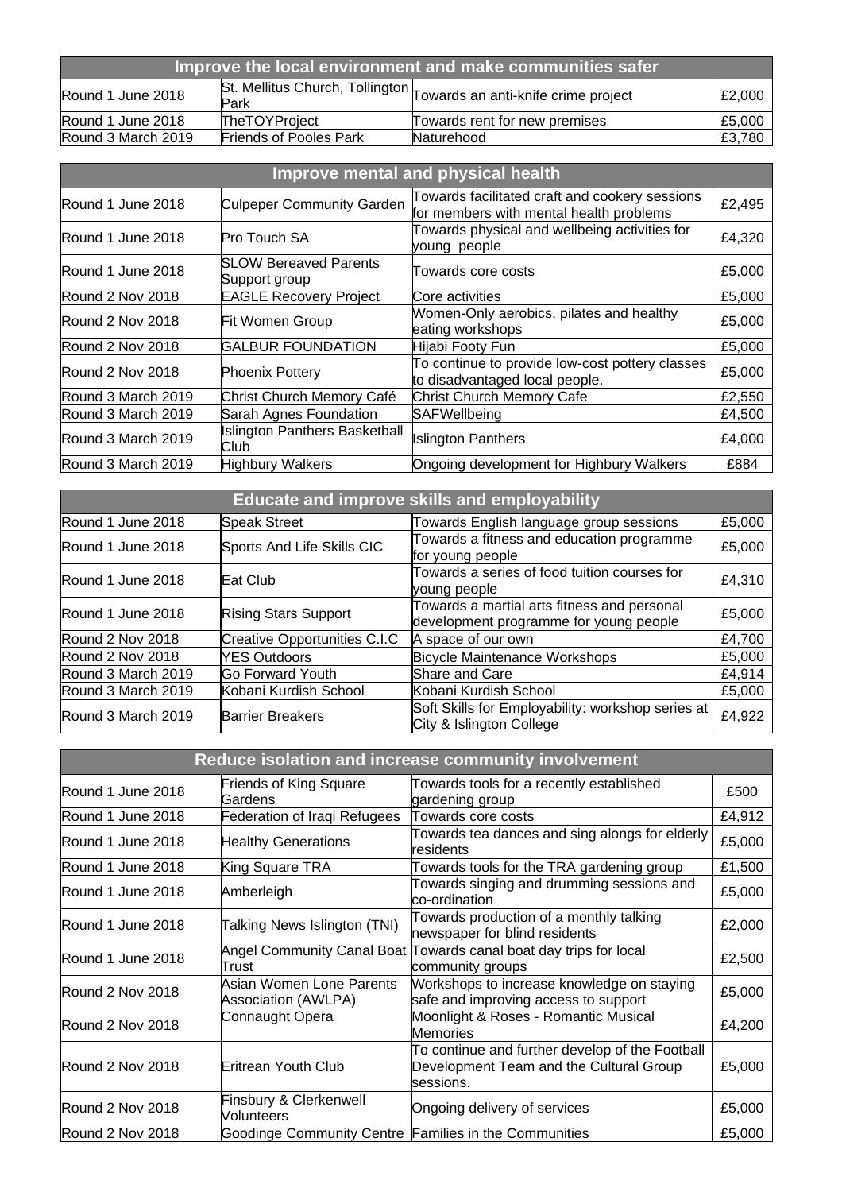| Improve the local environment and make communities safer | | | |
|---|---|---|---|
| Round 1 June 2018 | St. Mellitus Church, Tollington Park | Towards an anti-knife crime project | £2,000 |
| Round 1 June 2018 | TheTOYProject | Towards rent for new premises | £5,000 |
| Round 3 March 2019 | Friends of Pooles Park | Naturehood | £3,780 |

| Improve mental and physical health | | | |
|---|---|---|---|
| Round 1 June 2018 | Culpeper Community Garden | Towards facilitated craft and cookery sessions for members with mental health problems | £2,495 |
| Round 1 June 2018 | Pro Touch SA | Towards physical and wellbeing activities for young people | £4,320 |
| Round 1 June 2018 | SLOW Bereaved Parents Support group | Towards core costs | £5,000 |
| Round 2 Nov 2018 | EAGLE Recovery Project | Core activities | £5,000 |
| Round 2 Nov 2018 | Fit Women Group | Women-Only aerobics, pilates and healthy eating workshops | £5,000 |
| Round 2 Nov 2018 | GALBUR FOUNDATION | Hijabi Footy Fun | £5,000 |
| Round 2 Nov 2018 | Phoenix Pottery | To continue to provide low-cost pottery classes to disadvantaged local people. | £5,000 |
| Round 3 March 2019 | Christ Church Memory Café | Christ Church Memory Cafe | £2,550 |
| Round 3 March 2019 | Sarah Agnes Foundation | SAFWellbeing | £4,500 |
| Round 3 March 2019 | Islington Panthers Basketball Club | Islington Panthers | £4,000 |
| Round 3 March 2019 | Highbury Walkers | Ongoing development for Highbury Walkers | £884 |

| Educate and improve skills and employability | | | |
|---|---|---|---|
| Round 1 June 2018 | Speak Street | Towards English language group sessions | £5,000 |
| Round 1 June 2018 | Sports And Life Skills CIC | Towards a fitness and education programme for young people | £5,000 |
| Round 1 June 2018 | Eat Club | Towards a series of food tuition courses for young people | £4,310 |
| Round 1 June 2018 | Rising Stars Support | Towards a martial arts fitness and personal development programme for young people | £5,000 |
| Round 2 Nov 2018 | Creative Opportunities C.I.C | A space of our own | £4,700 |
| Round 2 Nov 2018 | YES Outdoors | Bicycle Maintenance Workshops | £5,000 |
| Round 3 March 2019 | Go Forward Youth | Share and Care | £4,914 |
| Round 3 March 2019 | Kobani Kurdish School | Kobani Kurdish School | £5,000 |
| Round 3 March 2019 | Barrier Breakers | Soft Skills for Employability: workshop series at City & Islington College | £4,922 |

| Reduce isolation and increase community involvement | | | |
|---|---|---|---|
| Round 1 June 2018 | Friends of King Square Gardens | Towards tools for a recently established gardening group | £500 |
| Round 1 June 2018 | Federation of Iraqi Refugees | Towards core costs | £4,912 |
| Round 1 June 2018 | Healthy Generations | Towards tea dances and sing alongs for elderly residents | £5,000 |
| Round 1 June 2018 | King Square TRA | Towards tools for the TRA gardening group | £1,500 |
| Round 1 June 2018 | Amberleigh | Towards singing and drumming sessions and co-ordination | £5,000 |
| Round 1 June 2018 | Talking News Islington (TNI) | Towards production of a monthly talking newspaper for blind residents | £2,000 |
| Round 1 June 2018 | Angel Community Canal Boat Trust | Towards canal boat day trips for local community groups | £2,500 |
| Round 2 Nov 2018 | Asian Women Lone Parents Association (AWLPA) | Workshops to increase knowledge on staying safe and improving access to support | £5,000 |
| Round 2 Nov 2018 | Connaught Opera | Moonlight & Roses - Romantic Musical Memories | £4,200 |
| Round 2 Nov 2018 | Eritrean Youth Club | To continue and further develop of the Football Development Team and the Cultural Group sessions. | £5,000 |
| Round 2 Nov 2018 | Finsbury & Clerkenwell Volunteers | Ongoing delivery of services | £5,000 |
| Round 2 Nov 2018 | Goodinge Community Centre | Families in the Communities | £5,000 |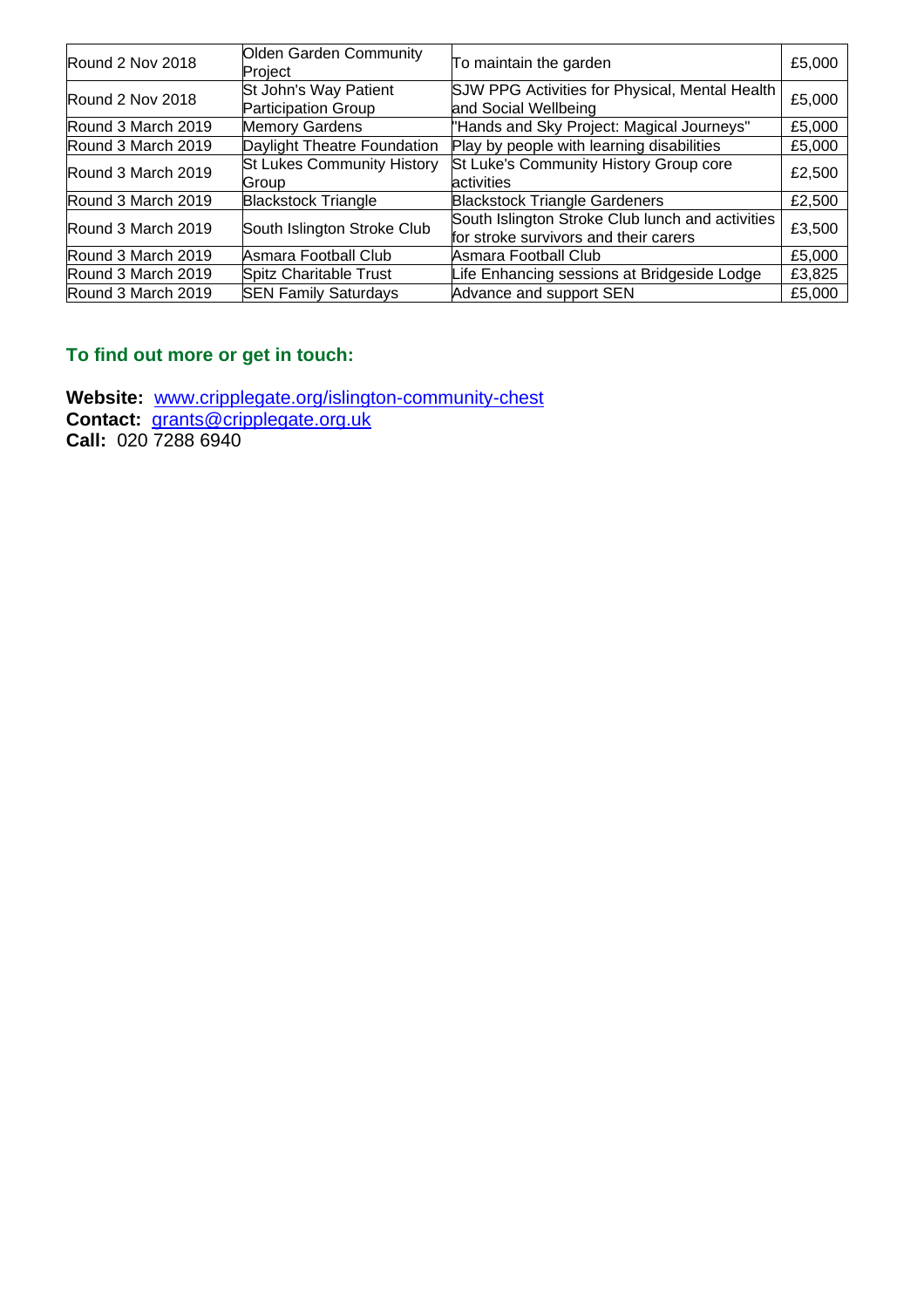| | | | |
|---|---|---|---|
| Round 2 Nov 2018 | Olden Garden Community Project | To maintain the garden | £5,000 |
| Round 2 Nov 2018 | St John's Way Patient Participation Group | SJW PPG Activities for Physical, Mental Health and Social Wellbeing | £5,000 |
| Round 3 March 2019 | Memory Gardens | "Hands and Sky Project: Magical Journeys" | £5,000 |
| Round 3 March 2019 | Daylight Theatre Foundation | Play by people with learning disabilities | £5,000 |
| Round 3 March 2019 | St Lukes Community History Group | St Luke's Community History Group core activities | £2,500 |
| Round 3 March 2019 | Blackstock Triangle | Blackstock Triangle Gardeners | £2,500 |
| Round 3 March 2019 | South Islington Stroke Club | South Islington Stroke Club lunch and activities for stroke survivors and their carers | £3,500 |
| Round 3 March 2019 | Asmara Football Club | Asmara Football Club | £5,000 |
| Round 3 March 2019 | Spitz Charitable Trust | Life Enhancing sessions at Bridgeside Lodge | £3,825 |
| Round 3 March 2019 | SEN Family Saturdays | Advance and support SEN | £5,000 |

## To find out more or get in touch:

**Website:** www.cripplegate.org/islington-community-chest
**Contact:** grants@cripplegate.org.uk
**Call:** 020 7288 6940